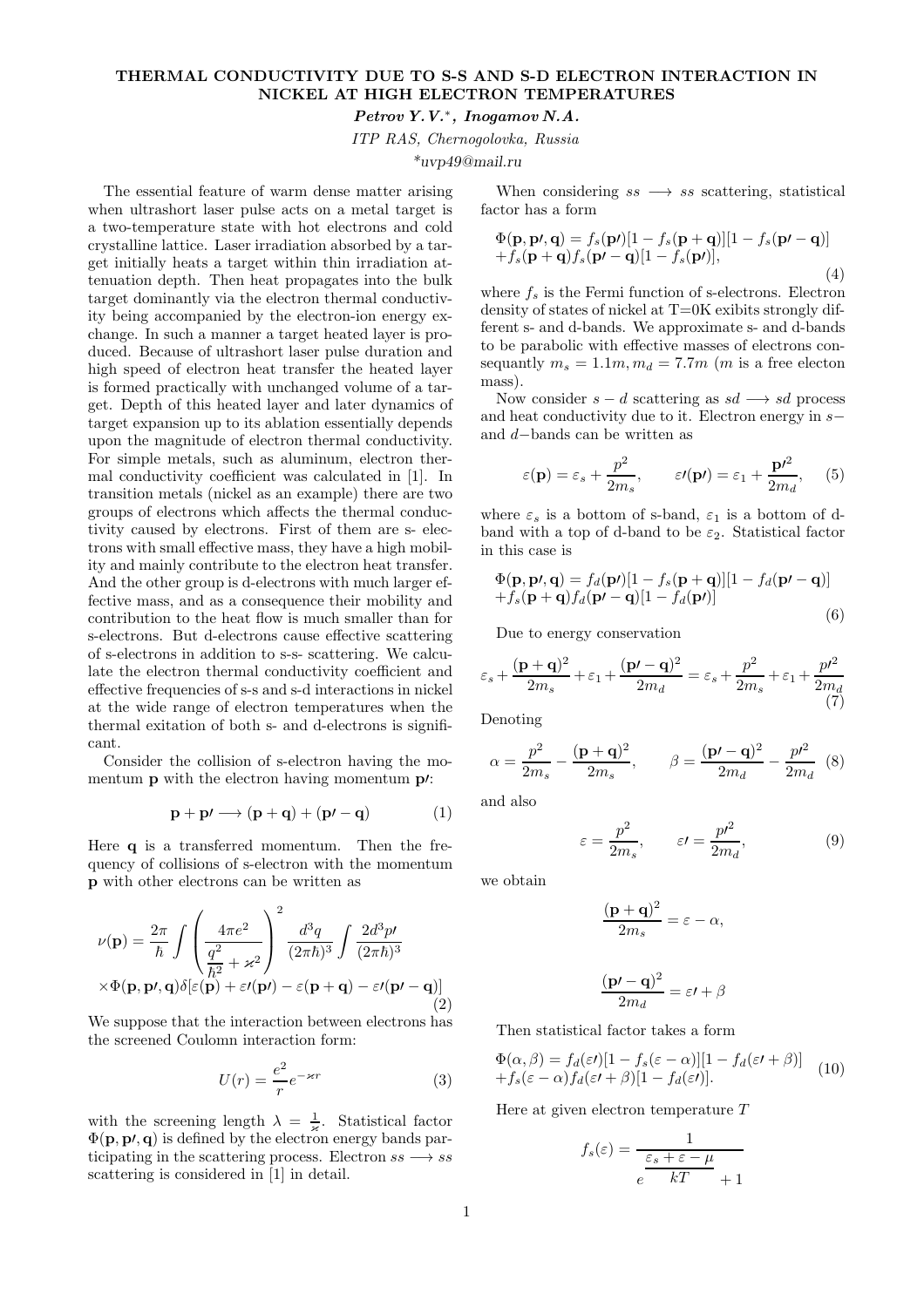# THERMAL CONDUCTIVITY DUE TO S-S AND S-D ELECTRON INTERACTION IN NICKEL AT HIGH ELECTRON TEMPERATURES

***Petrov Y.V.*\*, Inogamov N.A.***

*ITP RAS, Chernogolovka, Russia*

*\*uvp49@mail.ru*

The essential feature of warm dense matter arising when ultrashort laser pulse acts on a metal target is a two-temperature state with hot electrons and cold crystalline lattice. Laser irradiation absorbed by a target initially heats a target within thin irradiation attenuation depth. Then heat propagates into the bulk target dominantly via the electron thermal conductivity being accompanied by the electron-ion energy exchange. In such a manner a target heated layer is produced. Because of ultrashort laser pulse duration and high speed of electron heat transfer the heated layer is formed practically with unchanged volume of a target. Depth of this heated layer and later dynamics of target expansion up to its ablation essentially depends upon the magnitude of electron thermal conductivity. For simple metals, such as aluminum, electron thermal conductivity coefficient was calculated in [1]. In transition metals (nickel as an example) there are two groups of electrons which affects the thermal conductivity caused by electrons. First of them are s- electrons with small effective mass, they have a high mobility and mainly contribute to the electron heat transfer. And the other group is d-electrons with much larger effective mass, and as a consequence their mobility and contribution to the heat flow is much smaller than for s-electrons. But d-electrons cause effective scattering of s-electrons in addition to s-s- scattering. We calculate the electron thermal conductivity coefficient and effective frequencies of s-s and s-d interactions in nickel at the wide range of electron temperatures when the thermal exitation of both s- and d-electrons is significant.

Consider the collision of s-electron having the momentum $\mathbf{p}$ with the electron having momentum $\mathbf{p}'$:

$$\mathbf{p} + \mathbf{p}' \longrightarrow (\mathbf{p} + \mathbf{q}) + (\mathbf{p}' - \mathbf{q}) \tag{1}$$

Here $\mathbf{q}$ is a transferred momentum. Then the frequency of collisions of s-electron with the momentum $\mathbf{p}$ with other electrons can be written as

$$\nu(\mathbf{p}) = \frac{2\pi}{\hbar} \int \left( \frac{4\pi e^2}{\dfrac{q^2}{\hbar^2} + \varkappa^2} \right)^2 \frac{d^3q}{(2\pi\hbar)^3} \int \frac{2d^3p'}{(2\pi\hbar)^3}$$
$$\times \Phi(\mathbf{p}, \mathbf{p}', \mathbf{q}) \delta[\varepsilon(\mathbf{p}) + \varepsilon'(\mathbf{p}') - \varepsilon(\mathbf{p} + \mathbf{q}) - \varepsilon'(\mathbf{p}' - \mathbf{q})] \tag{2}$$

We suppose that the interaction between electrons has the screened Coulomn interaction form:

$$U(r) = \frac{e^2}{r} e^{-\varkappa r} \tag{3}$$

with the screening length $\lambda = \frac{1}{\varkappa}$. Statistical factor $\Phi(\mathbf{p}, \mathbf{p}', \mathbf{q})$ is defined by the electron energy bands participating in the scattering process. Electron $ss \longrightarrow ss$ scattering is considered in [1] in detail.

When considering $ss \longrightarrow ss$ scattering, statistical factor has a form

$$\Phi(\mathbf{p}, \mathbf{p}', \mathbf{q}) = f_s(\mathbf{p}')[1 - f_s(\mathbf{p} + \mathbf{q})][1 - f_s(\mathbf{p}' - \mathbf{q})]$$
$$+ f_s(\mathbf{p} + \mathbf{q}) f_s(\mathbf{p}' - \mathbf{q})[1 - f_s(\mathbf{p}')], \tag{4}$$

where $f_s$ is the Fermi function of s-electrons. Electron density of states of nickel at T=0K exibits strongly different s- and d-bands. We approximate s- and d-bands to be parabolic with effective masses of electrons consequantly $m_s = 1.1m, m_d = 7.7m$ ($m$ is a free electon mass).

Now consider $s - d$ scattering as $sd \longrightarrow sd$ process and heat conductivity due to it. Electron energy in $s-$ and $d-$bands can be written as

$$\varepsilon(\mathbf{p}) = \varepsilon_s + \frac{p^2}{2m_s}, \qquad \varepsilon'(\mathbf{p}') = \varepsilon_1 + \frac{\mathbf{p}'^2}{2m_d}, \tag{5}$$

where $\varepsilon_s$ is a bottom of s-band, $\varepsilon_1$ is a bottom of d-band with a top of d-band to be $\varepsilon_2$. Statistical factor in this case is

$$\Phi(\mathbf{p}, \mathbf{p}', \mathbf{q}) = f_d(\mathbf{p}')[1 - f_s(\mathbf{p} + \mathbf{q})][1 - f_d(\mathbf{p}' - \mathbf{q})]$$
$$+ f_s(\mathbf{p} + \mathbf{q}) f_d(\mathbf{p}' - \mathbf{q})[1 - f_d(\mathbf{p}')] \tag{6}$$

Due to energy conservation

$$\varepsilon_s + \frac{(\mathbf{p} + \mathbf{q})^2}{2m_s} + \varepsilon_1 + \frac{(\mathbf{p}' - \mathbf{q})^2}{2m_d} = \varepsilon_s + \frac{p^2}{2m_s} + \varepsilon_1 + \frac{p'^2}{2m_d} \tag{7}$$

Denoting

$$\alpha = \frac{p^2}{2m_s} - \frac{(\mathbf{p} + \mathbf{q})^2}{2m_s}, \qquad \beta = \frac{(\mathbf{p}' - \mathbf{q})^2}{2m_d} - \frac{p'^2}{2m_d} \tag{8}$$

and also

$$\varepsilon = \frac{p^2}{2m_s}, \qquad \varepsilon' = \frac{p'^2}{2m_d}, \tag{9}$$

we obtain

$$\frac{(\mathbf{p} + \mathbf{q})^2}{2m_s} = \varepsilon - \alpha,$$

$$\frac{(\mathbf{p}' - \mathbf{q})^2}{2m_d} = \varepsilon' + \beta$$

Then statistical factor takes a form

$$\Phi(\alpha, \beta) = f_d(\varepsilon')[1 - f_s(\varepsilon - \alpha)][1 - f_d(\varepsilon' + \beta)]$$
$$+ f_s(\varepsilon - \alpha) f_d(\varepsilon' + \beta)[1 - f_d(\varepsilon')]. \tag{10}$$

Here at given electron temperature $T$

$$f_s(\varepsilon) = \frac{1}{e^{\dfrac{\varepsilon_s + \varepsilon - \mu}{kT}} + 1}$$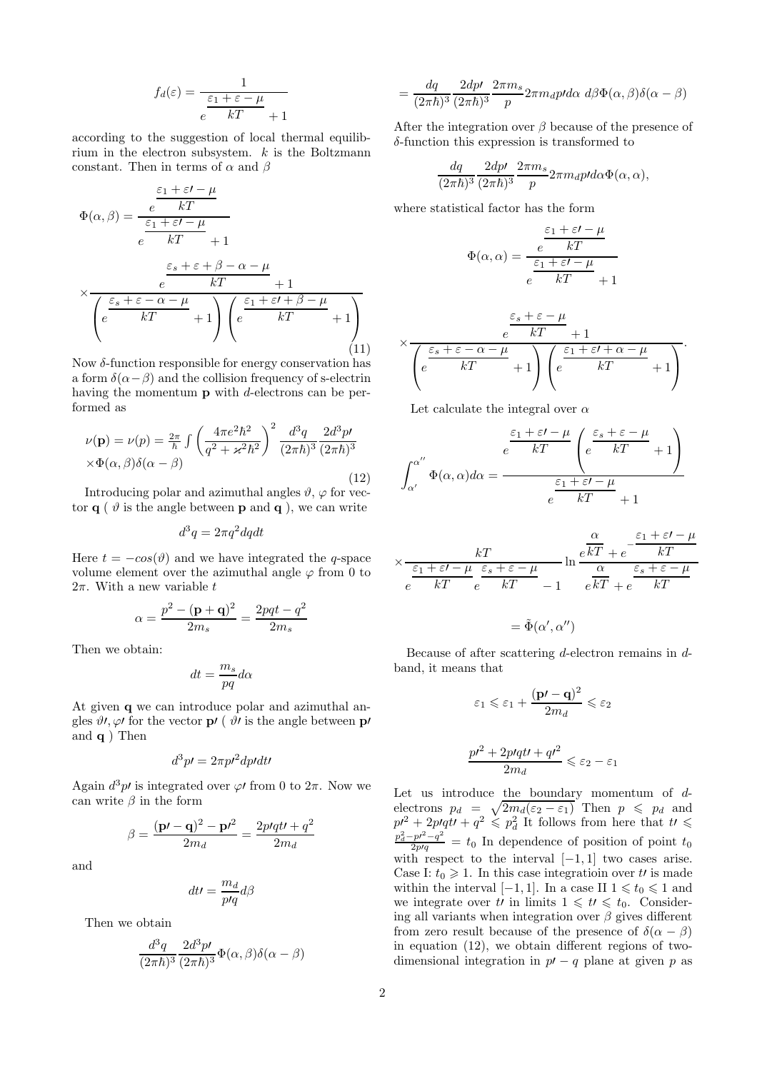$$f_d(\varepsilon) = \frac{1}{e^{\dfrac{\varepsilon_1 + \varepsilon - \mu}{kT}} + 1}$$

according to the suggestion of local thermal equilibrium in the electron subsystem. $k$ is the Boltzmann constant. Then in terms of $\alpha$ and $\beta$

$$\Phi(\alpha,\beta) = \frac{e^{\dfrac{\varepsilon_1 + \varepsilon\prime - \mu}{kT}}}{e^{\dfrac{\varepsilon_1 + \varepsilon\prime - \mu}{kT}} + 1}$$

$$\times \frac{e^{\dfrac{\varepsilon_s + \varepsilon + \beta - \alpha - \mu}{kT}} + 1}{\left(e^{\dfrac{\varepsilon_s + \varepsilon - \alpha - \mu}{kT}} + 1\right)\left(e^{\dfrac{\varepsilon_1 + \varepsilon\prime + \beta - \mu}{kT}} + 1\right)} \tag{11}$$

Now $\delta$-function responsible for energy conservation has a form $\delta(\alpha - \beta)$ and the collision frequency of s-electrin having the momentum $\mathbf{p}$ with $d$-electrons can be performed as

$$\nu(\mathbf{p}) = \nu(p) = \frac{2\pi}{\hbar}\int\left(\frac{4\pi e^2\hbar^2}{q^2 + \varkappa^2\hbar^2}\right)^2 \frac{d^3q}{(2\pi\hbar)^3}\frac{2d^3p\prime}{(2\pi\hbar)^3}$$
$$\times \Phi(\alpha,\beta)\delta(\alpha - \beta) \tag{12}$$

Introducing polar and azimuthal angles $\vartheta$, $\varphi$ for vector $\mathbf{q}$ ( $\vartheta$ is the angle between $\mathbf{p}$ and $\mathbf{q}$ ), we can write

$$d^3q = 2\pi q^2 dq dt$$

Here $t = -cos(\vartheta)$ and we have integrated the $q$-space volume element over the azimuthal angle $\varphi$ from 0 to $2\pi$. With a new variable $t$

$$\alpha = \frac{p^2 - (\mathbf{p} + \mathbf{q})^2}{2m_s} = \frac{2pqt - q^2}{2m_s}$$

Then we obtain:

$$dt = \frac{m_s}{pq}d\alpha$$

At given $\mathbf{q}$ we can introduce polar and azimuthal angles $\vartheta\prime, \varphi\prime$ for the vector $\mathbf{p}\prime$ ( $\vartheta\prime$ is the angle between $\mathbf{p}\prime$ and $\mathbf{q}$ ) Then

$$d^3p\prime = 2\pi p\prime^2 dp\prime dt\prime$$

Again $d^3p\prime$ is integrated over $\varphi\prime$ from 0 to $2\pi$. Now we can write $\beta$ in the form

$$\beta = \frac{(\mathbf{p}\prime - \mathbf{q})^2 - \mathbf{p}\prime^2}{2m_d} = \frac{2p\prime qt\prime + q^2}{2m_d}$$

and

$$dt\prime = \frac{m_d}{p\prime q}d\beta$$

Then we obtain

$$\frac{d^3q}{(2\pi\hbar)^3}\frac{2d^3p\prime}{(2\pi\hbar)^3}\Phi(\alpha,\beta)\delta(\alpha - \beta)$$

$$= \frac{dq}{(2\pi\hbar)^3}\frac{2dp\prime}{(2\pi\hbar)^3}\frac{2\pi m_s}{p}2\pi m_d p\prime d\alpha\; d\beta \Phi(\alpha,\beta)\delta(\alpha - \beta)$$

After the integration over $\beta$ because of the presence of $\delta$-function this expression is transformed to

$$\frac{dq}{(2\pi\hbar)^3}\frac{2dp\prime}{(2\pi\hbar)^3}\frac{2\pi m_s}{p}2\pi m_d p\prime d\alpha \Phi(\alpha,\alpha),$$

where statistical factor has the form

$$\Phi(\alpha,\alpha) = \frac{e^{\dfrac{\varepsilon_1 + \varepsilon\prime - \mu}{kT}}}{e^{\dfrac{\varepsilon_1 + \varepsilon\prime - \mu}{kT}} + 1}$$

$$\times \frac{e^{\dfrac{\varepsilon_s + \varepsilon - \mu}{kT}} + 1}{\left(e^{\dfrac{\varepsilon_s + \varepsilon - \alpha - \mu}{kT}} + 1\right)\left(e^{\dfrac{\varepsilon_1 + \varepsilon\prime + \alpha - \mu}{kT}} + 1\right)}.$$

Let calculate the integral over $\alpha$

$$\int_{\alpha'}^{\alpha''}\Phi(\alpha,\alpha)d\alpha = \frac{e^{\dfrac{\varepsilon_1 + \varepsilon\prime - \mu}{kT}}\left(e^{\dfrac{\varepsilon_s + \varepsilon - \mu}{kT}} + 1\right)}{e^{\dfrac{\varepsilon_1 + \varepsilon\prime - \mu}{kT}} + 1}$$

$$\times \frac{kT}{e^{\dfrac{\varepsilon_1 + \varepsilon\prime - \mu}{kT}}e^{\dfrac{\varepsilon_s + \varepsilon - \mu}{kT}} - 1}\ln\frac{e^{\dfrac{\alpha}{kT}} + e^{-\dfrac{\varepsilon_1 + \varepsilon\prime - \mu}{kT}}}{e^{\dfrac{\alpha}{kT}} + e^{\dfrac{\varepsilon_s + \varepsilon - \mu}{kT}}}$$

$$= \tilde{\Phi}(\alpha', \alpha'')$$

Because of after scattering $d$-electron remains in $d$-band, it means that

$$\varepsilon_1 \leqslant \varepsilon_1 + \frac{(\mathbf{p}\prime - \mathbf{q})^2}{2m_d} \leqslant \varepsilon_2$$

$$\frac{p\prime^2 + 2p\prime qt\prime + q\prime^2}{2m_d} \leqslant \varepsilon_2 - \varepsilon_1$$

Let us introduce the boundary momentum of $d$-electrons $p_d = \sqrt{2m_d(\varepsilon_2 - \varepsilon_1)}$ Then $p \leqslant p_d$ and $p\prime^2 + 2p\prime qt\prime + q^2 \leqslant p_d^2$ It follows from here that $t\prime \leqslant \frac{p_d^2 - p\prime^2 - q^2}{2p\prime q} = t_0$ In dependence of position of point $t_0$ with respect to the interval $[-1, 1]$ two cases arise. Case I: $t_0 \geqslant 1$. In this case integratioin over $t\prime$ is made within the interval $[-1, 1]$. In a case II $1 \leqslant t_0 \leqslant 1$ and we integrate over $t\prime$ in limits $1 \leqslant t\prime \leqslant t_0$. Considering all variants when integration over $\beta$ gives different from zero result because of the presence of $\delta(\alpha - \beta)$ in equation (12), we obtain different regions of two-dimensional integration in $p\prime - q$ plane at given $p$ as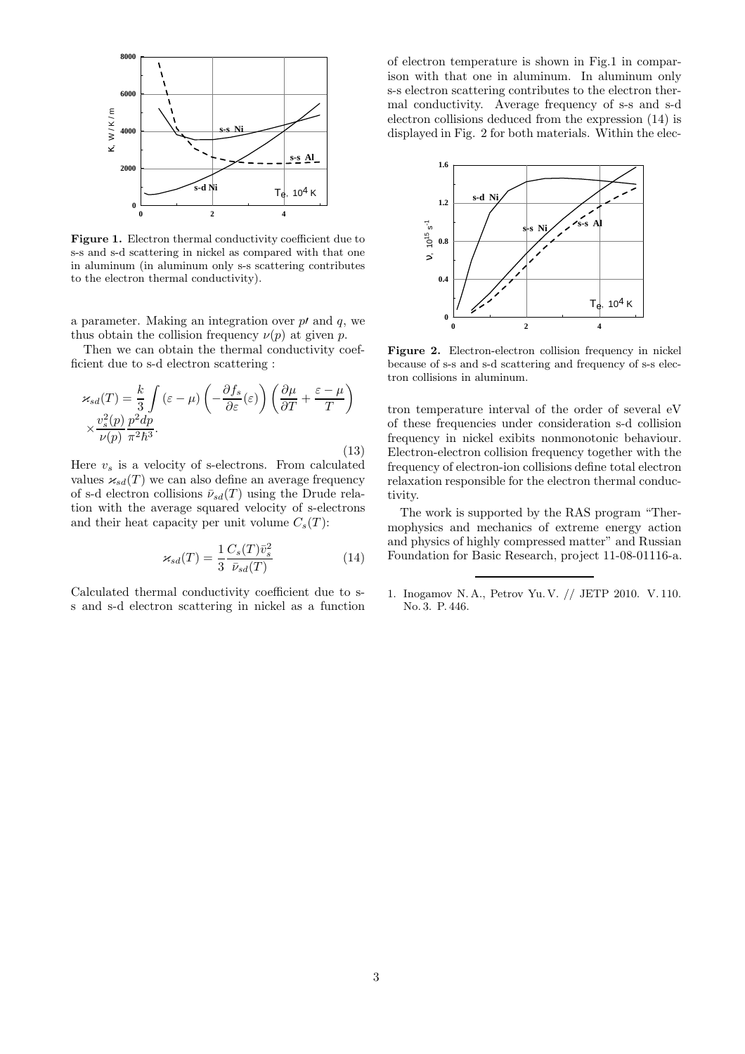8000

6000

4000

2000

0

0 2 4

κ, W / K / m

s-s Ni

s-s Al

s-d Ni

$T_e$, $10^4$ K

**Figure 1.** Electron thermal conductivity coefficient due to s-s and s-d scattering in nickel as compared with that one in aluminum (in aluminum only s-s scattering contributes to the electron thermal conductivity).

a parameter. Making an integration over $p\prime$ and $q$, we thus obtain the collision frequency $\nu(p)$ at given $p$.

Then we can obtain the thermal conductivity coefficient due to s-d electron scattering :

$$\varkappa_{sd}(T) = \frac{k}{3}\int (\varepsilon-\mu)\left(-\frac{\partial f_s}{\partial \varepsilon}(\varepsilon)\right)\left(\frac{\partial \mu}{\partial T}+\frac{\varepsilon-\mu}{T}\right) \times\frac{v_s^2(p)}{\nu(p)}\frac{p^2dp}{\pi^2\hbar^3}. \tag{13}$$

Here $v_s$ is a velocity of s-electrons. From calculated values $\varkappa_{sd}(T)$ we can also define an average frequency of s-d electron collisions $\bar{\nu}_{sd}(T)$ using the Drude relation with the average squared velocity of s-electrons and their heat capacity per unit volume $C_s(T)$:

$$\varkappa_{sd}(T) = \frac{1}{3}\frac{C_s(T)\bar{v}_s^2}{\bar{\nu}_{sd}(T)} \tag{14}$$

Calculated thermal conductivity coefficient due to s-s and s-d electron scattering in nickel as a function of electron temperature is shown in Fig.1 in comparison with that one in aluminum. In aluminum only s-s electron scattering contributes to the electron thermal conductivity. Average frequency of s-s and s-d electron collisions deduced from the expression (14) is displayed in Fig. 2 for both materials. Within the electron temperature interval of the order of several eV of these frequencies under consideration s-d collision frequency in nickel exibits nonmonotonic behaviour. Electron-electron collision frequency together with the frequency of electron-ion collisions define total electron relaxation responsible for the electron thermal conductivity.

1.6

1.2

0.8

0.4

0

0 2 4

ν, $10^{15}$ s$^{-1}$

s-d Ni

s-s Ni

s-s Al

$T_e$, $10^4$ K

**Figure 2.** Electron-electron collision frequency in nickel because of s-s and s-d scattering and frequency of s-s electron collisions in aluminum.

The work is supported by the RAS program "Thermophysics and mechanics of extreme energy action and physics of highly compressed matter" and Russian Foundation for Basic Research, project 11-08-01116-a.

1. Inogamov N. A., Petrov Yu. V. // JETP 2010. V. 110. No. 3. P. 446.